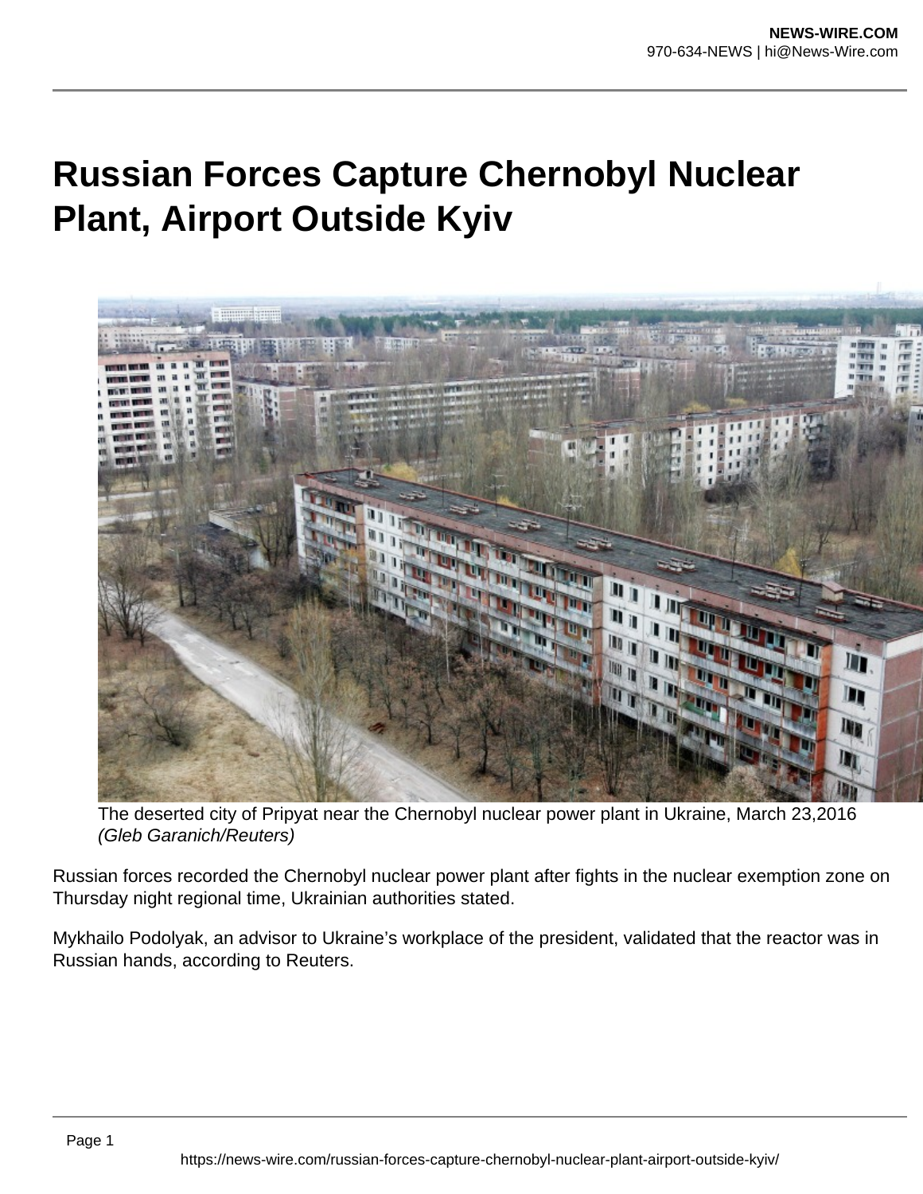# Russian Forces Capture Chernobyl Nuclear Plant, Airport Outside Kyiv

The deserted city of Pripyat near the Chernobyl nuclear power plant in Ukraine, March 23,2016 *(Gleb Garanich/Reuters)*

Russian forces recorded the Chernobyl nuclear power plant after fights in the nuclear exemption zone on Thursday night regional time, Ukrainian authorities stated.

Mykhailo Podolyak, an advisor to Ukraine's workplace of the president, validated that the reactor was in Russian hands, according to Reuters.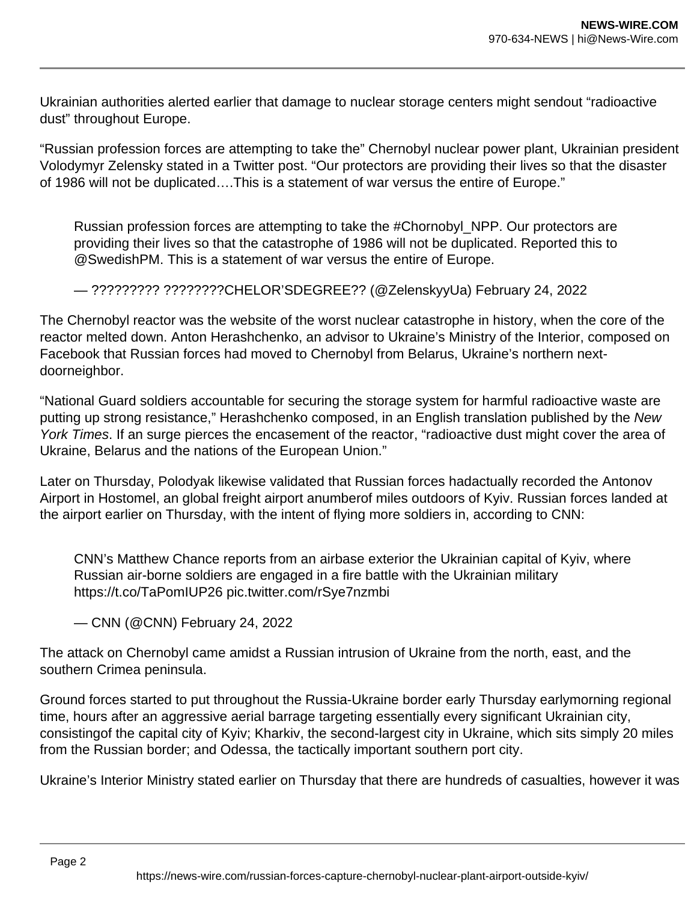Ukrainian authorities alerted earlier that damage to nuclear storage centers might sendout “radioactive dust” throughout Europe.

“Russian profession forces are attempting to take the” Chernobyl nuclear power plant, Ukrainian president Volodymyr Zelensky stated in a Twitter post. “Our protectors are providing their lives so that the disaster of 1986 will not be duplicated….This is a statement of war versus the entire of Europe.”

> Russian profession forces are attempting to take the #Chornobyl_NPP. Our protectors are providing their lives so that the catastrophe of 1986 will not be duplicated. Reported this to @SwedishPM. This is a statement of war versus the entire of Europe.
>
> — ????????? ????????CHELOR’SDEGREE?? (@ZelenskyyUa) February 24, 2022

The Chernobyl reactor was the website of the worst nuclear catastrophe in history, when the core of the reactor melted down. Anton Herashchenko, an advisor to Ukraine’s Ministry of the Interior, composed on Facebook that Russian forces had moved to Chernobyl from Belarus, Ukraine’s northern next-doorneighbor.

“National Guard soldiers accountable for securing the storage system for harmful radioactive waste are putting up strong resistance,” Herashchenko composed, in an English translation published by the *New York Times*. If an surge pierces the encasement of the reactor, “radioactive dust might cover the area of Ukraine, Belarus and the nations of the European Union.”

Later on Thursday, Polodyak likewise validated that Russian forces hadactually recorded the Antonov Airport in Hostomel, an global freight airport anumberof miles outdoors of Kyiv. Russian forces landed at the airport earlier on Thursday, with the intent of flying more soldiers in, according to CNN:

> CNN’s Matthew Chance reports from an airbase exterior the Ukrainian capital of Kyiv, where Russian air-borne soldiers are engaged in a fire battle with the Ukrainian military https://t.co/TaPomIUP26 pic.twitter.com/rSye7nzmbi
>
> — CNN (@CNN) February 24, 2022

The attack on Chernobyl came amidst a Russian intrusion of Ukraine from the north, east, and the southern Crimea peninsula.

Ground forces started to put throughout the Russia-Ukraine border early Thursday earlymorning regional time, hours after an aggressive aerial barrage targeting essentially every significant Ukrainian city, consistingof the capital city of Kyiv; Kharkiv, the second-largest city in Ukraine, which sits simply 20 miles from the Russian border; and Odessa, the tactically important southern port city.

Ukraine’s Interior Ministry stated earlier on Thursday that there are hundreds of casualties, however it was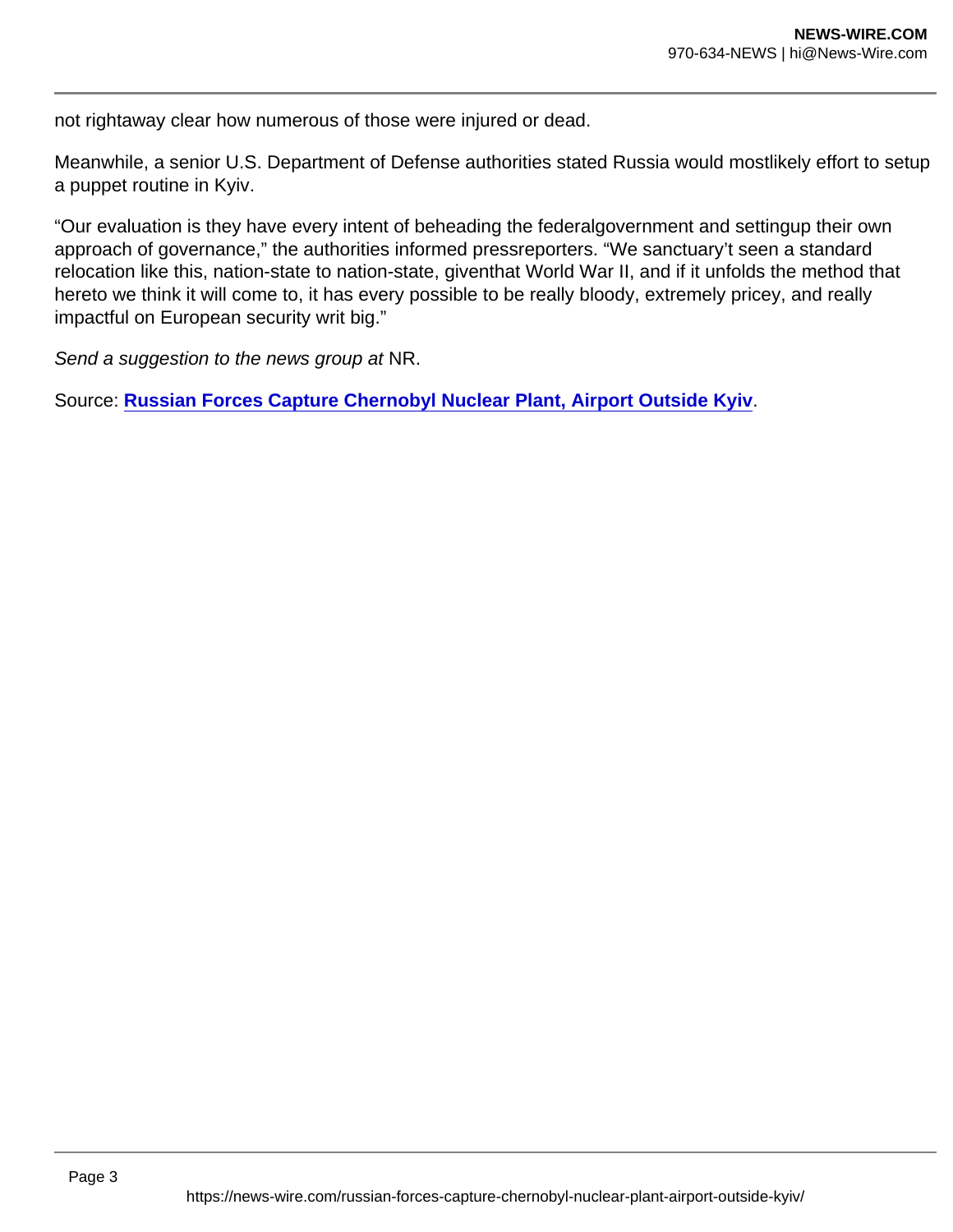not rightaway clear how numerous of those were injured or dead.

Meanwhile, a senior U.S. Department of Defense authorities stated Russia would mostlikely effort to setup a puppet routine in Kyiv.

“Our evaluation is they have every intent of beheading the federalgovernment and settingup their own approach of governance,” the authorities informed pressreporters. “We sanctuary’t seen a standard relocation like this, nation-state to nation-state, giventhat World War II, and if it unfolds the method that hereto we think it will come to, it has every possible to be really bloody, extremely pricey, and really impactful on European security writ big.”

*Send a suggestion to the news group at* NR.

Source: **[Russian Forces Capture Chernobyl Nuclear Plant, Airport Outside Kyiv](https://news-wire.com/russian-forces-capture-chernobyl-nuclear-plant-airport-outside-kyiv/)**.